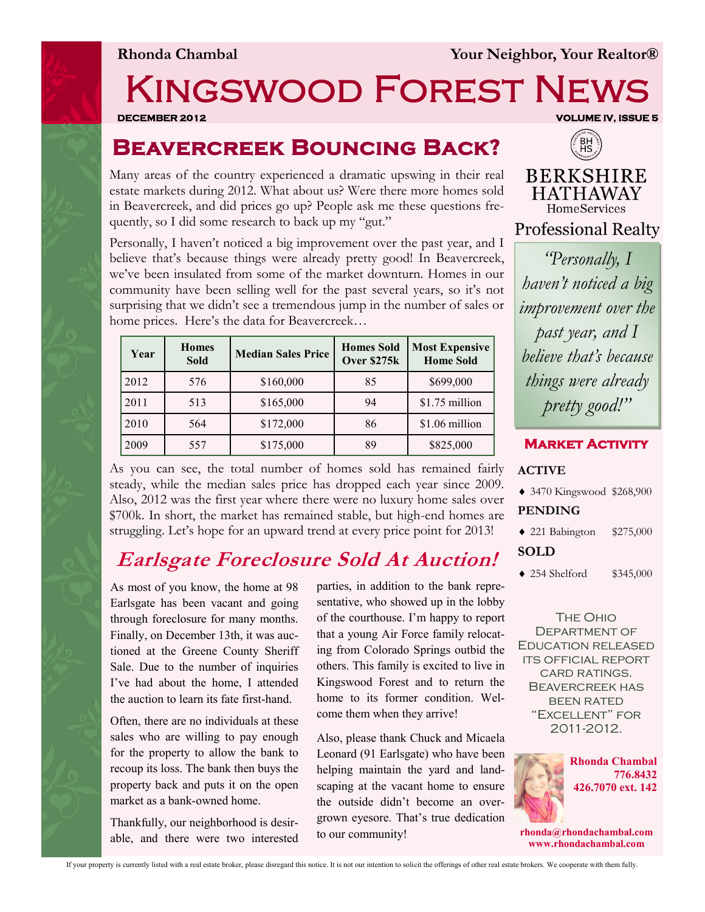**Rhonda Chambal** **Your Neighbor, Your Realtor®**

# Kingswood Forest News

DECEMBER 2012 VOLUME IV, ISSUE 5

## Beavercreek Bouncing Back?

Many areas of the country experienced a dramatic upswing in their real estate markets during 2012. What about us? Were there more homes sold in Beavercreek, and did prices go up? People ask me these questions frequently, so I did some research to back up my "gut."

Personally, I haven't noticed a big improvement over the past year, and I believe that's because things were already pretty good! In Beavercreek, we've been insulated from some of the market downturn. Homes in our community have been selling well for the past several years, so it's not surprising that we didn't see a tremendous jump in the number of sales or home prices. Here's the data for Beavercreek…

| Year | Homes Sold | Median Sales Price | Homes Sold Over $275k | Most Expensive Home Sold |
|---|---|---|---|---|
| 2012 | 576 | $160,000 | 85 | $699,000 |
| 2011 | 513 | $165,000 | 94 | $1.75 million |
| 2010 | 564 | $172,000 | 86 | $1.06 million |
| 2009 | 557 | $175,000 | 89 | $825,000 |

As you can see, the total number of homes sold has remained fairly steady, while the median sales price has dropped each year since 2009. Also, 2012 was the first year where there were no luxury home sales over $700k. In short, the market has remained stable, but high-end homes are struggling. Let's hope for an upward trend at every price point for 2013!

## *Earlsgate Foreclosure Sold At Auction!*

As most of you know, the home at 98 Earlsgate has been vacant and going through foreclosure for many months. Finally, on December 13th, it was auctioned at the Greene County Sheriff Sale. Due to the number of inquiries I've had about the home, I attended the auction to learn its fate first-hand.

Often, there are no individuals at these sales who are willing to pay enough for the property to allow the bank to recoup its loss. The bank then buys the property back and puts it on the open market as a bank-owned home.

Thankfully, our neighborhood is desirable, and there were two interested parties, in addition to the bank representative, who showed up in the lobby of the courthouse. I'm happy to report that a young Air Force family relocating from Colorado Springs outbid the others. This family is excited to live in Kingswood Forest and to return the home to its former condition. Welcome them when they arrive!

Also, please thank Chuck and Micaela Leonard (91 Earlsgate) who have been helping maintain the yard and landscaping at the vacant home to ensure the outside didn't become an overgrown eyesore. That's true dedication to our community!

BERKSHIRE HATHAWAY HomeServices
Professional Realty

*"Personally, I haven't noticed a big improvement over the past year, and I believe that's because things were already pretty good!"*

### Market Activity

**ACTIVE**

- 3470 Kingswood $268,900

**PENDING**

- 221 Babington $275,000

**SOLD**

- 254 Shelford $345,000

The Ohio Department of Education released its official report card ratings. Beavercreek has been rated "Excellent" for 2011-2012.

**Rhonda Chambal**
**776.8432**
**426.7070 ext. 142**

**rhonda@rhondachambal.com**
**www.rhondachambal.com**

If your property is currently listed with a real estate broker, please disregard this notice. It is not our intention to solicit the offerings of other real estate brokers. We cooperate with them fully.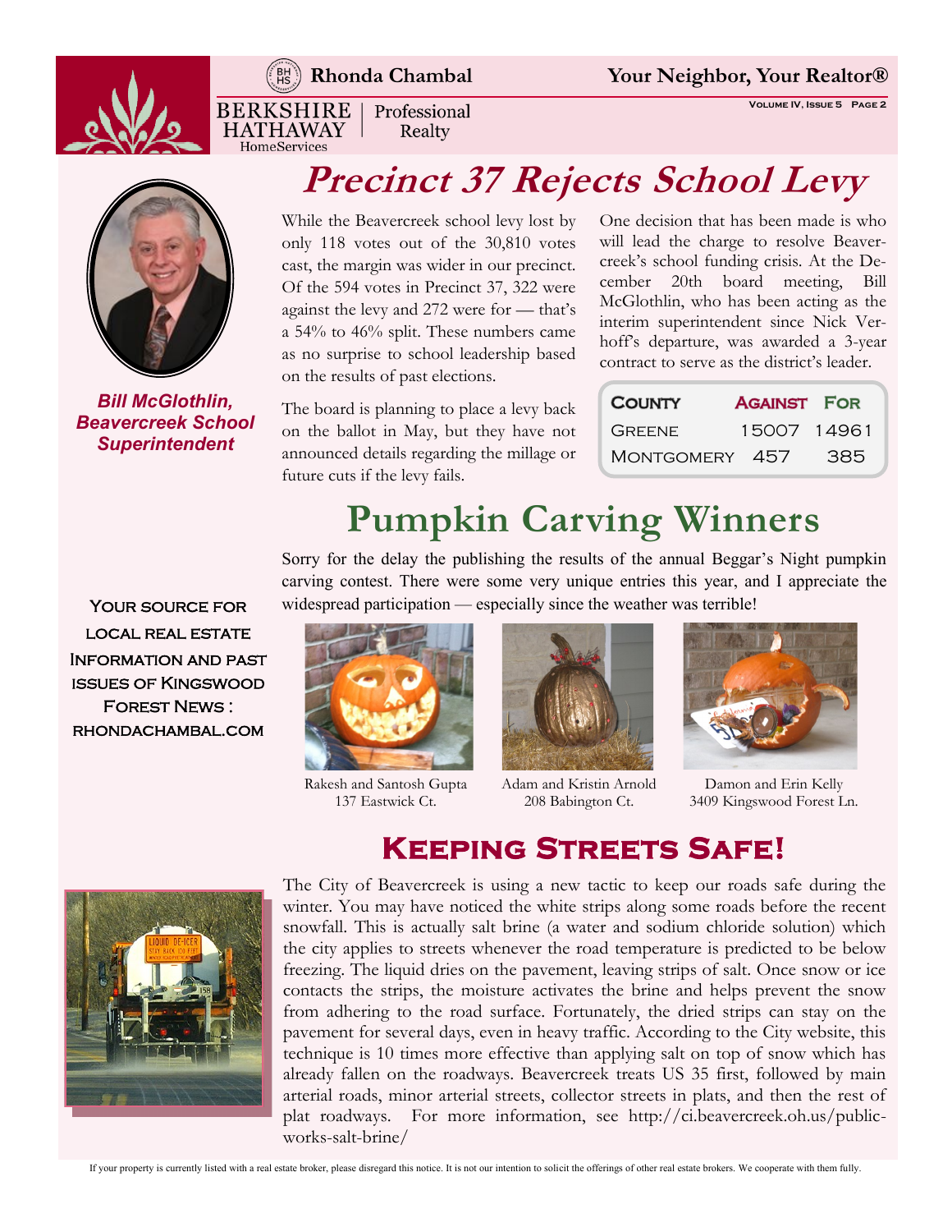# Precinct 37 Rejects School Levy

While the Beavercreek school levy lost by only 118 votes out of the 30,810 votes cast, the margin was wider in our precinct. Of the 594 votes in Precinct 37, 322 were against the levy and 272 were for — that's a 54% to 46% split. These numbers came as no surprise to school leadership based on the results of past elections.

The board is planning to place a levy back on the ballot in May, but they have not announced details regarding the millage or future cuts if the levy fails.

One decision that has been made is who will lead the charge to resolve Beavercreek's school funding crisis. At the December 20th board meeting, Bill McGlothlin, who has been acting as the interim superintendent since Nick Verhoff's departure, was awarded a 3-year contract to serve as the district's leader.

| County | Against | For |
|---|---|---|
| Greene | 15007 | 14961 |
| Montgomery | 457 | 385 |

*Bill McGlothlin, Beavercreek School Superintendent*

# Pumpkin Carving Winners

Sorry for the delay the publishing the results of the annual Beggar's Night pumpkin carving contest. There were some very unique entries this year, and I appreciate the widespread participation — especially since the weather was terrible!

Rakesh and Santosh Gupta
137 Eastwick Ct.

Adam and Kristin Arnold
208 Babington Ct.

Damon and Erin Kelly
3409 Kingswood Forest Ln.

Your source for local real estate information and past issues of Kingswood Forest News : rhondachambal.com

# Keeping Streets Safe!

The City of Beavercreek is using a new tactic to keep our roads safe during the winter. You may have noticed the white strips along some roads before the recent snowfall. This is actually salt brine (a water and sodium chloride solution) which the city applies to streets whenever the road temperature is predicted to be below freezing. The liquid dries on the pavement, leaving strips of salt. Once snow or ice contacts the strips, the moisture activates the brine and helps prevent the snow from adhering to the road surface. Fortunately, the dried strips can stay on the pavement for several days, even in heavy traffic. According to the City website, this technique is 10 times more effective than applying salt on top of snow which has already fallen on the roadways. Beavercreek treats US 35 first, followed by main arterial roads, minor arterial streets, collector streets in plats, and then the rest of plat roadways. For more information, see http://ci.beavercreek.oh.us/public-works-salt-brine/

If your property is currently listed with a real estate broker, please disregard this notice. It is not our intention to solicit the offerings of other real estate brokers. We cooperate with them fully.